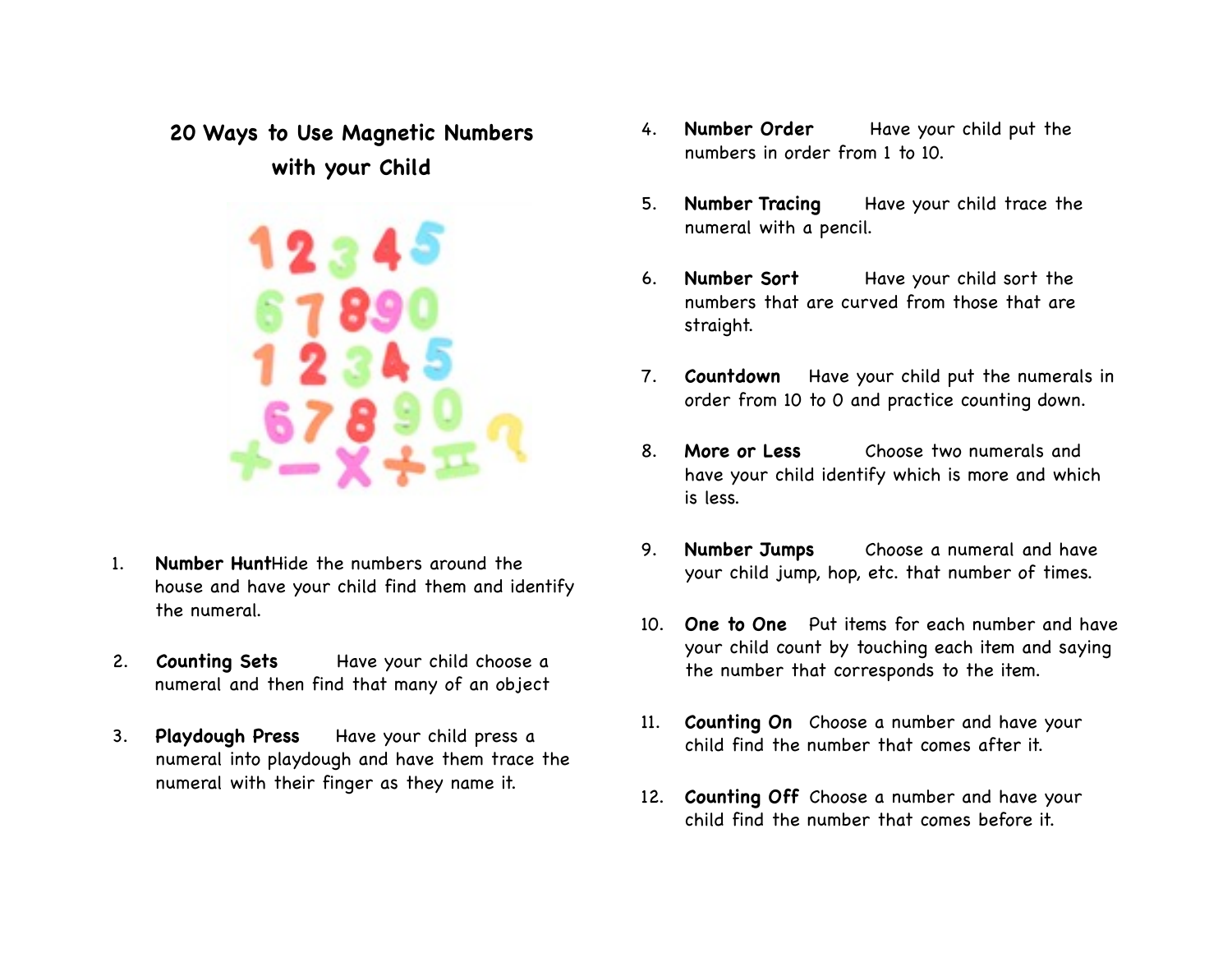## 20 Ways to Use Magnetic Numbers with your Child

1. **Number Hunt** Hide the numbers around the house and have your child find them and identify the numeral.

2. **Counting Sets** Have your child choose a numeral and then find that many of an object

3. **Playdough Press** Have your child press a numeral into playdough and have them trace the numeral with their finger as they name it.

4. **Number Order** Have your child put the numbers in order from 1 to 10.

5. **Number Tracing** Have your child trace the numeral with a pencil.

6. **Number Sort** Have your child sort the numbers that are curved from those that are straight.

7. **Countdown** Have your child put the numerals in order from 10 to 0 and practice counting down.

8. **More or Less** Choose two numerals and have your child identify which is more and which is less.

9. **Number Jumps** Choose a numeral and have your child jump, hop, etc. that number of times.

10. **One to One** Put items for each number and have your child count by touching each item and saying the number that corresponds to the item.

11. **Counting On** Choose a number and have your child find the number that comes after it.

12. **Counting Off** Choose a number and have your child find the number that comes before it.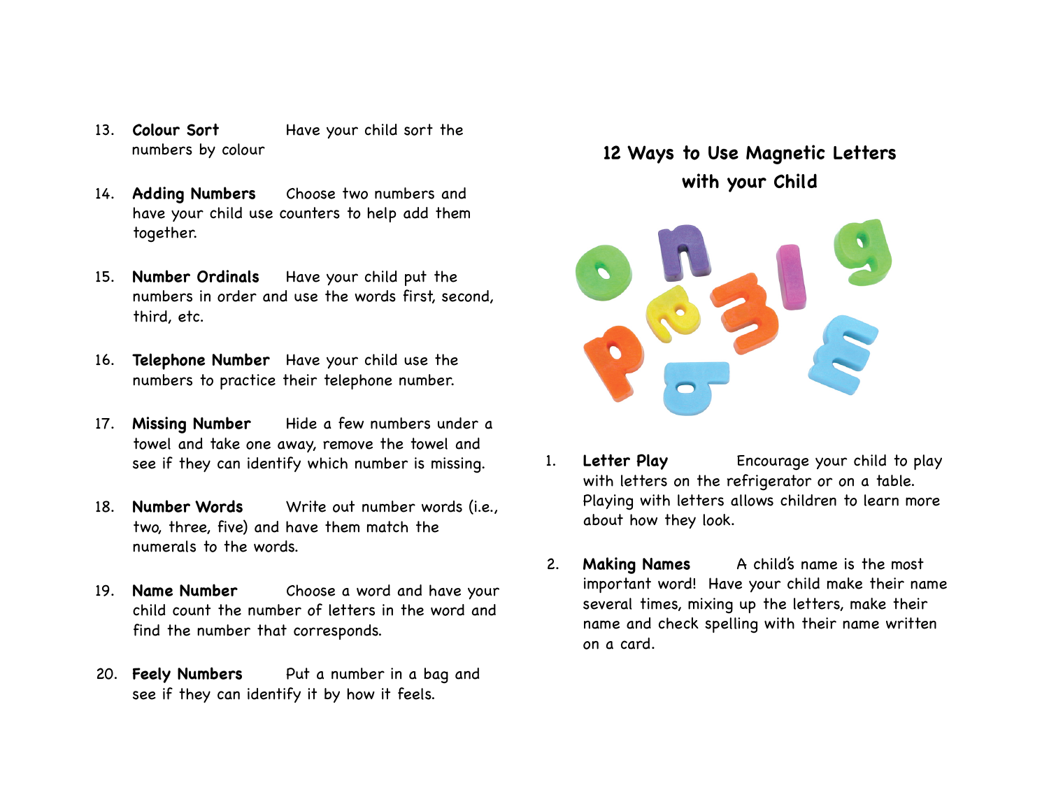13. **Colour Sort** Have your child sort the numbers by colour

14. **Adding Numbers** Choose two numbers and have your child use counters to help add them together.

15. **Number Ordinals** Have your child put the numbers in order and use the words first, second, third, etc.

16. **Telephone Number** Have your child use the numbers to practice their telephone number.

17. **Missing Number** Hide a few numbers under a towel and take one away, remove the towel and see if they can identify which number is missing.

18. **Number Words** Write out number words (i.e., two, three, five) and have them match the numerals to the words.

19. **Name Number** Choose a word and have your child count the number of letters in the word and find the number that corresponds.

20. **Feely Numbers** Put a number in a bag and see if they can identify it by how it feels.

## 12 Ways to Use Magnetic Letters with your Child

1. **Letter Play** Encourage your child to play with letters on the refrigerator or on a table. Playing with letters allows children to learn more about how they look.

2. **Making Names** A child's name is the most important word! Have your child make their name several times, mixing up the letters, make their name and check spelling with their name written on a card.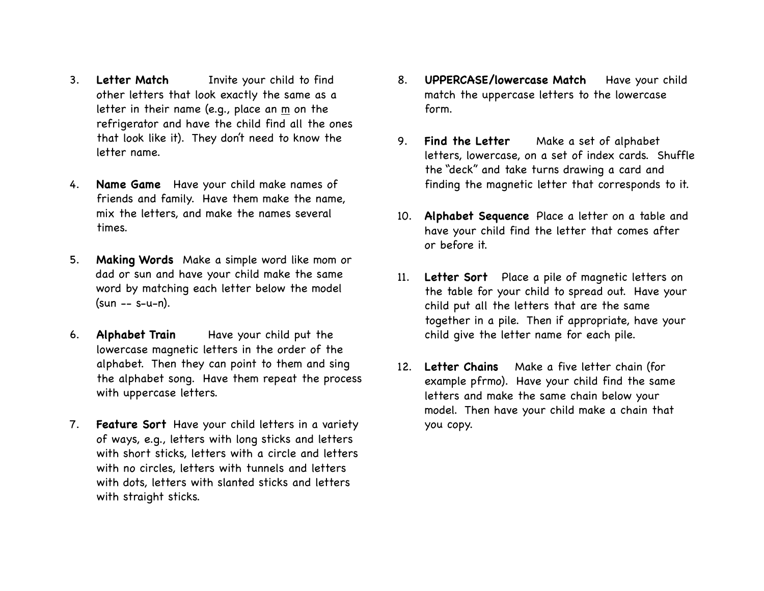3. **Letter Match** Invite your child to find other letters that look exactly the same as a letter in their name (e.g., place an <u>m</u> on the refrigerator and have the child find all the ones that look like it). They don't need to know the letter name.

4. **Name Game** Have your child make names of friends and family. Have them make the name, mix the letters, and make the names several times.

5. **Making Words** Make a simple word like mom or dad or sun and have your child make the same word by matching each letter below the model (sun -- s-u-n).

6. **Alphabet Train** Have your child put the lowercase magnetic letters in the order of the alphabet. Then they can point to them and sing the alphabet song. Have them repeat the process with uppercase letters.

7. **Feature Sort** Have your child letters in a variety of ways, e.g., letters with long sticks and letters with short sticks, letters with a circle and letters with no circles, letters with tunnels and letters with dots, letters with slanted sticks and letters with straight sticks.

8. **UPPERCASE/lowercase Match** Have your child match the uppercase letters to the lowercase form.

9. **Find the Letter** Make a set of alphabet letters, lowercase, on a set of index cards. Shuffle the "deck" and take turns drawing a card and finding the magnetic letter that corresponds to it.

10. **Alphabet Sequence** Place a letter on a table and have your child find the letter that comes after or before it.

11. **Letter Sort** Place a pile of magnetic letters on the table for your child to spread out. Have your child put all the letters that are the same together in a pile. Then if appropriate, have your child give the letter name for each pile.

12. **Letter Chains** Make a five letter chain (for example pfrmo). Have your child find the same letters and make the same chain below your model. Then have your child make a chain that you copy.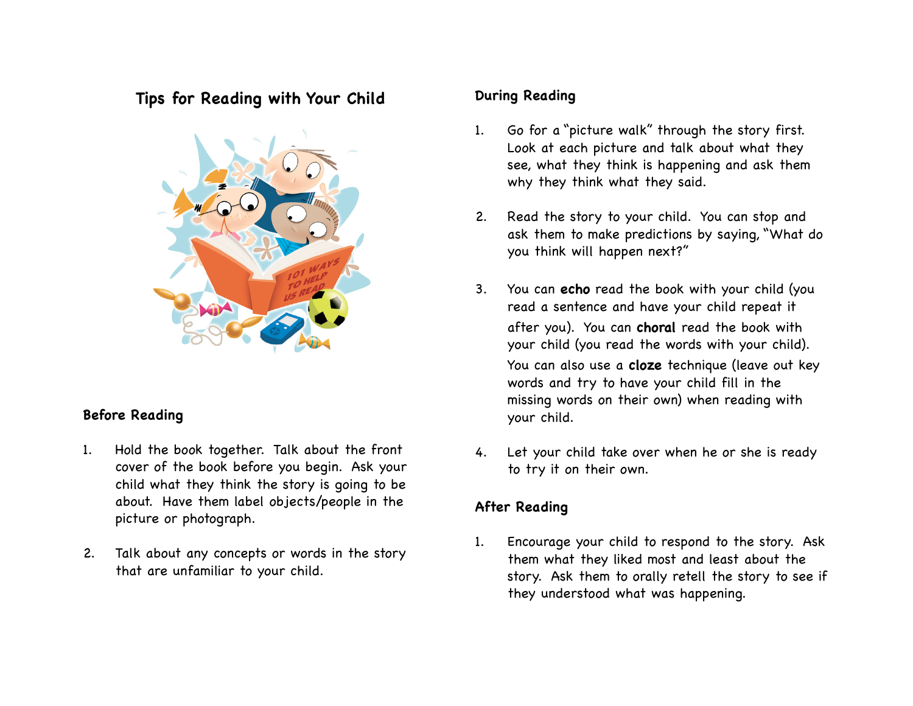# Tips for Reading with Your Child

## Before Reading

1. Hold the book together. Talk about the front cover of the book before you begin. Ask your child what they think the story is going to be about. Have them label objects/people in the picture or photograph.

2. Talk about any concepts or words in the story that are unfamiliar to your child.

## During Reading

1. Go for a "picture walk" through the story first. Look at each picture and talk about what they see, what they think is happening and ask them why they think what they said.

2. Read the story to your child. You can stop and ask them to make predictions by saying, "What do you think will happen next?"

3. You can **echo** read the book with your child (you read a sentence and have your child repeat it after you). You can **choral** read the book with your child (you read the words with your child). You can also use a **cloze** technique (leave out key words and try to have your child fill in the missing words on their own) when reading with your child.

4. Let your child take over when he or she is ready to try it on their own.

## After Reading

1. Encourage your child to respond to the story. Ask them what they liked most and least about the story. Ask them to orally retell the story to see if they understood what was happening.